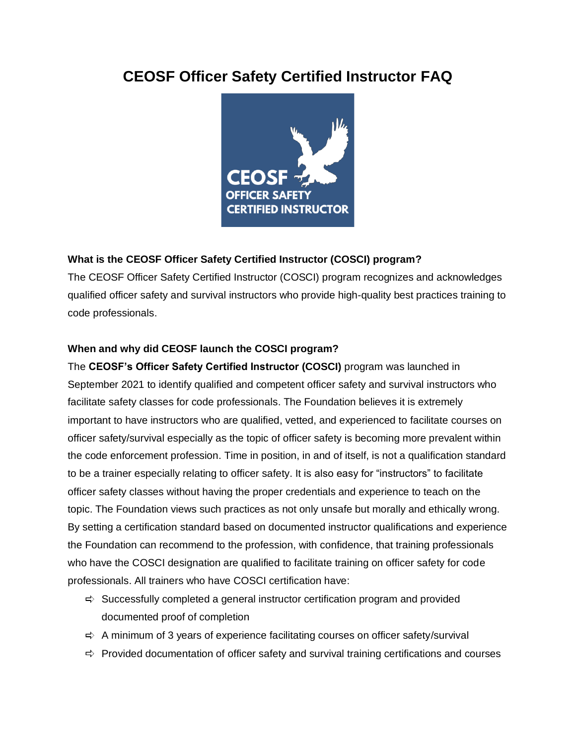# CEOSF Officer Safety Certified Instructor FAQ

**What is the CEOSF Officer Safety Certified Instructor (COSCI) program?**

The CEOSF Officer Safety Certified Instructor (COSCI) program recognizes and acknowledges qualified officer safety and survival instructors who provide high-quality best practices training to code professionals.

**When and why did CEOSF launch the COSCI program?**

The **CEOSF's Officer Safety Certified Instructor (COSCI)** program was launched in September 2021 to identify qualified and competent officer safety and survival instructors who facilitate safety classes for code professionals. The Foundation believes it is extremely important to have instructors who are qualified, vetted, and experienced to facilitate courses on officer safety/survival especially as the topic of officer safety is becoming more prevalent within the code enforcement profession. Time in position, in and of itself, is not a qualification standard to be a trainer especially relating to officer safety. It is also easy for "instructors" to facilitate officer safety classes without having the proper credentials and experience to teach on the topic. The Foundation views such practices as not only unsafe but morally and ethically wrong. By setting a certification standard based on documented instructor qualifications and experience the Foundation can recommend to the profession, with confidence, that training professionals who have the COSCI designation are qualified to facilitate training on officer safety for code professionals. All trainers who have COSCI certification have:

- Successfully completed a general instructor certification program and provided documented proof of completion
- A minimum of 3 years of experience facilitating courses on officer safety/survival
- Provided documentation of officer safety and survival training certifications and courses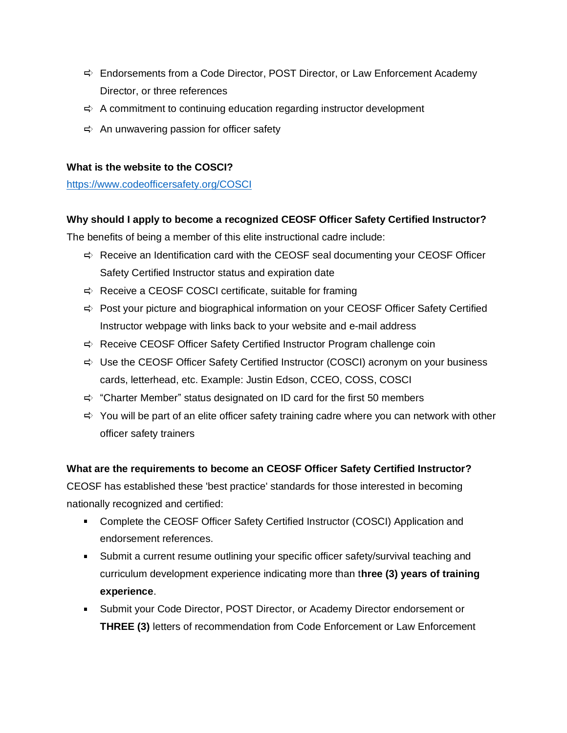- Endorsements from a Code Director, POST Director, or Law Enforcement Academy Director, or three references
- A commitment to continuing education regarding instructor development
- An unwavering passion for officer safety

**What is the website to the COSCI?**

[https://www.codeofficersafety.org/COSCI](https://www.codeofficersafety.org/COSCI)

**Why should I apply to become a recognized CEOSF Officer Safety Certified Instructor?**

The benefits of being a member of this elite instructional cadre include:

- Receive an Identification card with the CEOSF seal documenting your CEOSF Officer Safety Certified Instructor status and expiration date
- Receive a CEOSF COSCI certificate, suitable for framing
- Post your picture and biographical information on your CEOSF Officer Safety Certified Instructor webpage with links back to your website and e-mail address
- Receive CEOSF Officer Safety Certified Instructor Program challenge coin
- Use the CEOSF Officer Safety Certified Instructor (COSCI) acronym on your business cards, letterhead, etc. Example: Justin Edson, CCEO, COSS, COSCI
- "Charter Member" status designated on ID card for the first 50 members
- You will be part of an elite officer safety training cadre where you can network with other officer safety trainers

**What are the requirements to become an CEOSF Officer Safety Certified Instructor?**

CEOSF has established these 'best practice' standards for those interested in becoming nationally recognized and certified:

- Complete the CEOSF Officer Safety Certified Instructor (COSCI) Application and endorsement references.
- Submit a current resume outlining your specific officer safety/survival teaching and curriculum development experience indicating more than t**hree (3) years of training experience**.
- Submit your Code Director, POST Director, or Academy Director endorsement or **THREE (3)** letters of recommendation from Code Enforcement or Law Enforcement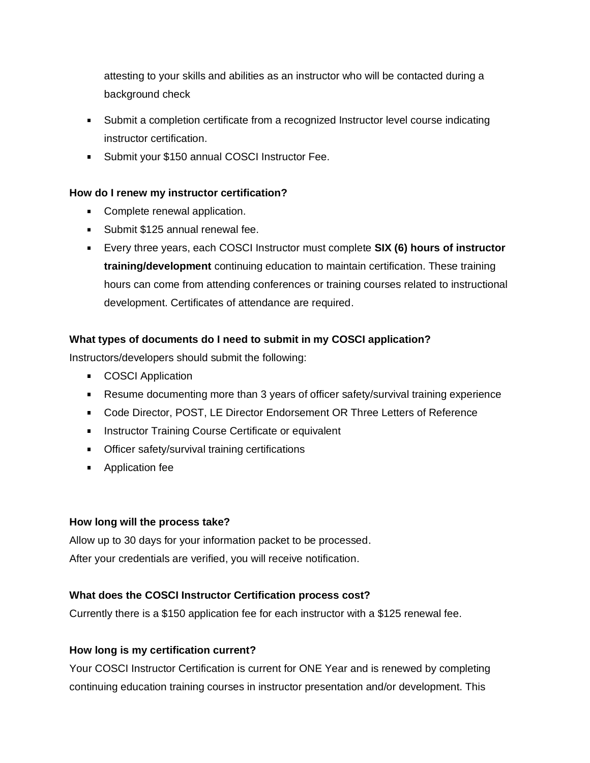attesting to your skills and abilities as an instructor who will be contacted during a background check

- Submit a completion certificate from a recognized Instructor level course indicating instructor certification.
- Submit your $150 annual COSCI Instructor Fee.

**How do I renew my instructor certification?**

- Complete renewal application.
- Submit $125 annual renewal fee.
- Every three years, each COSCI Instructor must complete **SIX (6) hours of instructor training/development** continuing education to maintain certification. These training hours can come from attending conferences or training courses related to instructional development. Certificates of attendance are required.

**What types of documents do I need to submit in my COSCI application?**

Instructors/developers should submit the following:

- COSCI Application
- Resume documenting more than 3 years of officer safety/survival training experience
- Code Director, POST, LE Director Endorsement OR Three Letters of Reference
- Instructor Training Course Certificate or equivalent
- Officer safety/survival training certifications
- Application fee

**How long will the process take?**

Allow up to 30 days for your information packet to be processed.
After your credentials are verified, you will receive notification.

**What does the COSCI Instructor Certification process cost?**

Currently there is a $150 application fee for each instructor with a $125 renewal fee.

**How long is my certification current?**

Your COSCI Instructor Certification is current for ONE Year and is renewed by completing continuing education training courses in instructor presentation and/or development. This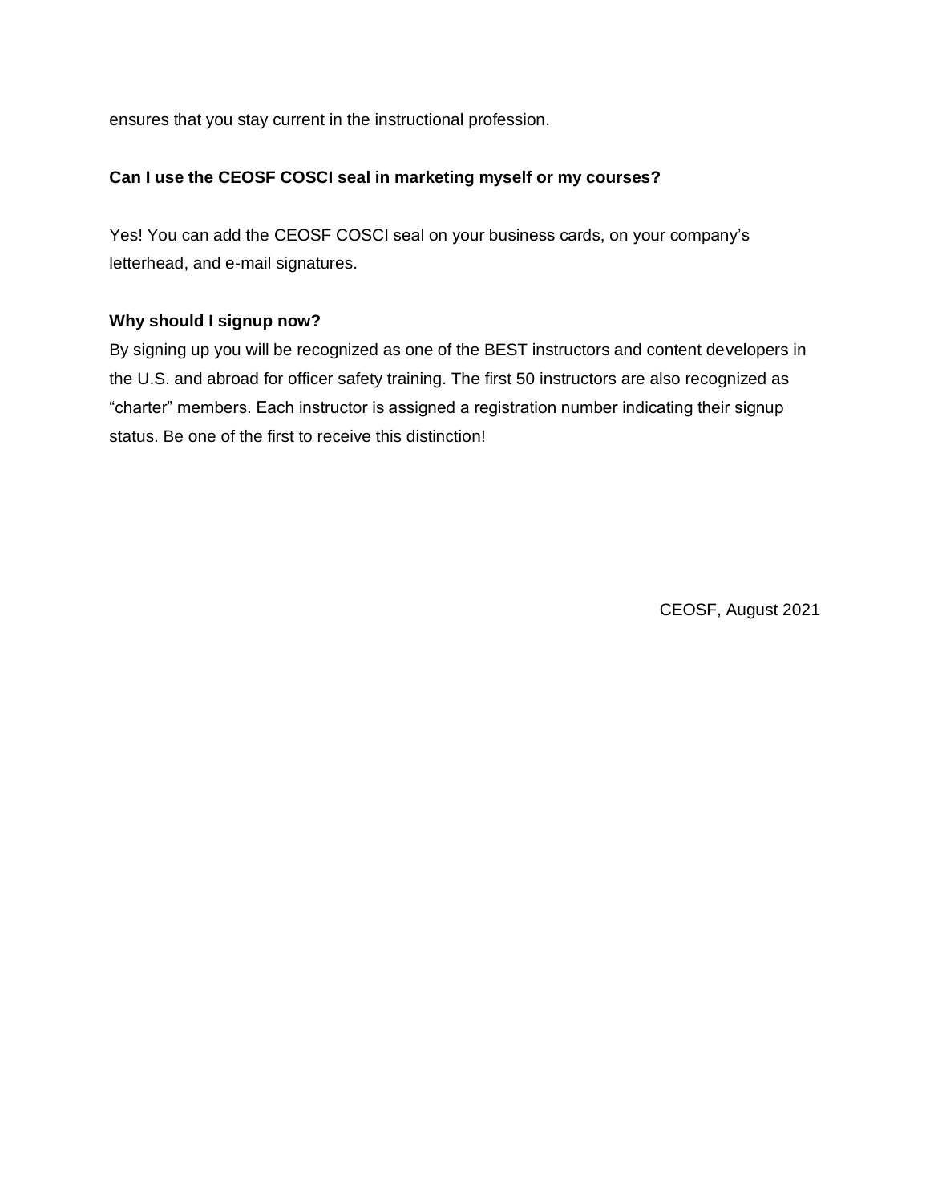ensures that you stay current in the instructional profession.

**Can I use the CEOSF COSCI seal in marketing myself or my courses?**

Yes! You can add the CEOSF COSCI seal on your business cards, on your company's letterhead, and e-mail signatures.

**Why should I signup now?**

By signing up you will be recognized as one of the BEST instructors and content developers in the U.S. and abroad for officer safety training. The first 50 instructors are also recognized as "charter" members. Each instructor is assigned a registration number indicating their signup status. Be one of the first to receive this distinction!

CEOSF, August 2021